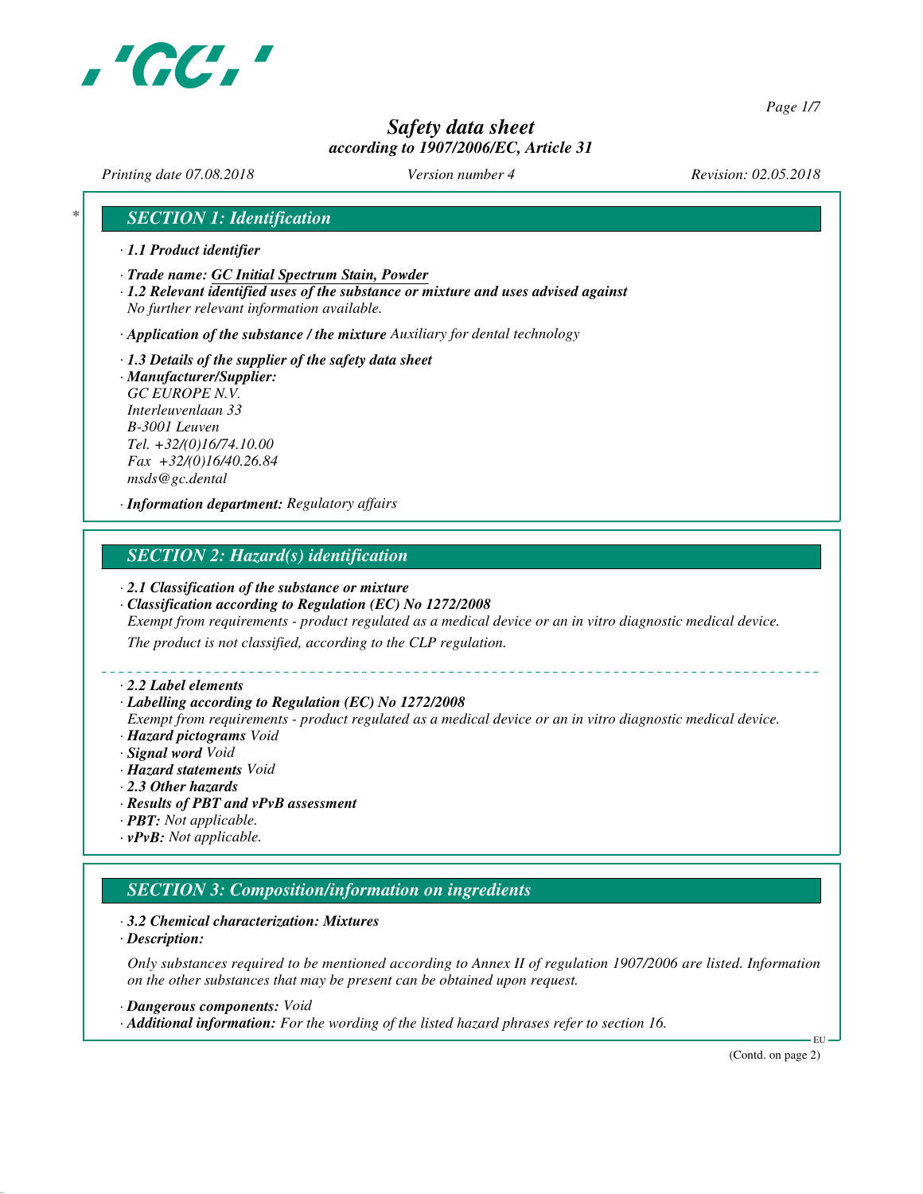# Safety data sheet

*according to 1907/2006/EC, Article 31*

*Printing date 07.08.2018* | *Version number 4* | *Revision: 02.05.2018*

## SECTION 1: Identification

· **1.1 Product identifier**

· **Trade name: GC Initial Spectrum Stain, Powder**

· **1.2 Relevant identified uses of the substance or mixture and uses advised against**
*No further relevant information available.*

· **Application of the substance / the mixture** *Auxiliary for dental technology*

· **1.3 Details of the supplier of the safety data sheet**

· **Manufacturer/Supplier:**
*GC EUROPE N.V.*
*Interleuvenlaan 33*
*B-3001 Leuven*
*Tel. +32/(0)16/74.10.00*
*Fax +32/(0)16/40.26.84*
*msds@gc.dental*

· **Information department:** *Regulatory affairs*

## SECTION 2: Hazard(s) identification

· **2.1 Classification of the substance or mixture**

· **Classification according to Regulation (EC) No 1272/2008**
*Exempt from requirements - product regulated as a medical device or an in vitro diagnostic medical device.*

*The product is not classified, according to the CLP regulation.*

· **2.2 Label elements**

· **Labelling according to Regulation (EC) No 1272/2008**
*Exempt from requirements - product regulated as a medical device or an in vitro diagnostic medical device.*

· **Hazard pictograms** *Void*

· **Signal word** *Void*

· **Hazard statements** *Void*

· **2.3 Other hazards**

· **Results of PBT and vPvB assessment**

· **PBT:** *Not applicable.*

· **vPvB:** *Not applicable.*

## SECTION 3: Composition/information on ingredients

· **3.2 Chemical characterization: Mixtures**

· **Description:**

*Only substances required to be mentioned according to Annex II of regulation 1907/2006 are listed. Information on the other substances that may be present can be obtained upon request.*

· **Dangerous components:** *Void*

· **Additional information:** *For the wording of the listed hazard phrases refer to section 16.*

(Contd. on page 2)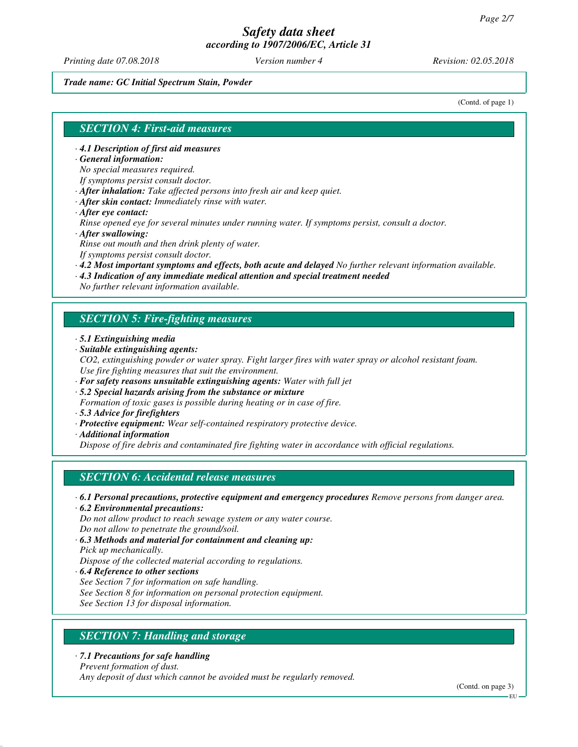*Trade name: GC Initial Spectrum Stain, Powder*

(Contd. of page 1)

## SECTION 4: First-aid measures

· **4.1 Description of first aid measures**
· **General information:**
No special measures required.
If symptoms persist consult doctor.
· **After inhalation:** Take affected persons into fresh air and keep quiet.
· **After skin contact:** Immediately rinse with water.
· **After eye contact:**
Rinse opened eye for several minutes under running water. If symptoms persist, consult a doctor.
· **After swallowing:**
Rinse out mouth and then drink plenty of water.
If symptoms persist consult doctor.
· **4.2 Most important symptoms and effects, both acute and delayed** No further relevant information available.
· **4.3 Indication of any immediate medical attention and special treatment needed**
No further relevant information available.

## SECTION 5: Fire-fighting measures

· **5.1 Extinguishing media**
· **Suitable extinguishing agents:**
$CO_2$, extinguishing powder or water spray. Fight larger fires with water spray or alcohol resistant foam.
Use fire fighting measures that suit the environment.
· **For safety reasons unsuitable extinguishing agents:** Water with full jet
· **5.2 Special hazards arising from the substance or mixture**
Formation of toxic gases is possible during heating or in case of fire.
· **5.3 Advice for firefighters**
· **Protective equipment:** Wear self-contained respiratory protective device.
· **Additional information**
Dispose of fire debris and contaminated fire fighting water in accordance with official regulations.

## SECTION 6: Accidental release measures

· **6.1 Personal precautions, protective equipment and emergency procedures** Remove persons from danger area.
· **6.2 Environmental precautions:**
Do not allow product to reach sewage system or any water course.
Do not allow to penetrate the ground/soil.
· **6.3 Methods and material for containment and cleaning up:**
Pick up mechanically.
Dispose of the collected material according to regulations.
· **6.4 Reference to other sections**
See Section 7 for information on safe handling.
See Section 8 for information on personal protection equipment.
See Section 13 for disposal information.

## SECTION 7: Handling and storage

· **7.1 Precautions for safe handling**
Prevent formation of dust.
Any deposit of dust which cannot be avoided must be regularly removed.

(Contd. on page 3)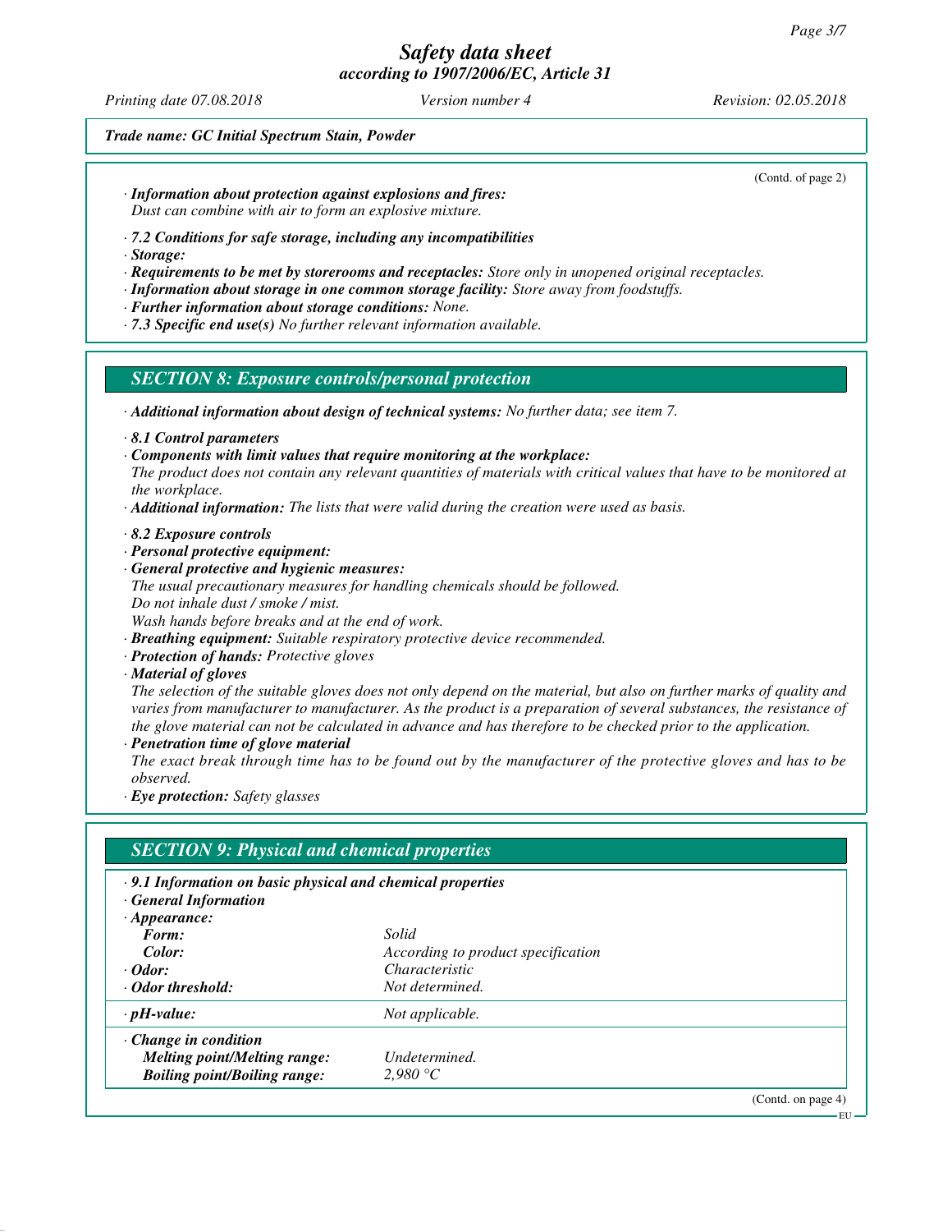*Trade name: GC Initial Spectrum Stain, Powder*

(Contd. of page 2)

· ***Information about protection against explosions and fires:***
*Dust can combine with air to form an explosive mixture.*

· ***7.2 Conditions for safe storage, including any incompatibilities***
· ***Storage:***
· ***Requirements to be met by storerooms and receptacles:*** *Store only in unopened original receptacles.*
· ***Information about storage in one common storage facility:*** *Store away from foodstuffs.*
· ***Further information about storage conditions:*** *None.*
· ***7.3 Specific end use(s)*** *No further relevant information available.*

## *SECTION 8: Exposure controls/personal protection*

· ***Additional information about design of technical systems:*** *No further data; see item 7.*

· ***8.1 Control parameters***
· ***Components with limit values that require monitoring at the workplace:***
*The product does not contain any relevant quantities of materials with critical values that have to be monitored at the workplace.*
· ***Additional information:*** *The lists that were valid during the creation were used as basis.*

· ***8.2 Exposure controls***
· ***Personal protective equipment:***
· ***General protective and hygienic measures:***
*The usual precautionary measures for handling chemicals should be followed.*
*Do not inhale dust / smoke / mist.*
*Wash hands before breaks and at the end of work.*
· ***Breathing equipment:*** *Suitable respiratory protective device recommended.*
· ***Protection of hands:*** *Protective gloves*
· ***Material of gloves***
*The selection of the suitable gloves does not only depend on the material, but also on further marks of quality and varies from manufacturer to manufacturer. As the product is a preparation of several substances, the resistance of the glove material can not be calculated in advance and has therefore to be checked prior to the application.*
· ***Penetration time of glove material***
*The exact break through time has to be found out by the manufacturer of the protective gloves and has to be observed.*
· ***Eye protection:*** *Safety glasses*

## *SECTION 9: Physical and chemical properties*

· ***9.1 Information on basic physical and chemical properties***
· ***General Information***

| | |
|---|---|
| · ***Appearance:*** | |
| ***Form:*** | *Solid* |
| ***Color:*** | *According to product specification* |
| · ***Odor:*** | *Characteristic* |
| · ***Odor threshold:*** | *Not determined.* |
| · ***pH-value:*** | *Not applicable.* |
| · ***Change in condition*** | |
| ***Melting point/Melting range:*** | *Undetermined.* |
| ***Boiling point/Boiling range:*** | *2,980 °C* |

(Contd. on page 4)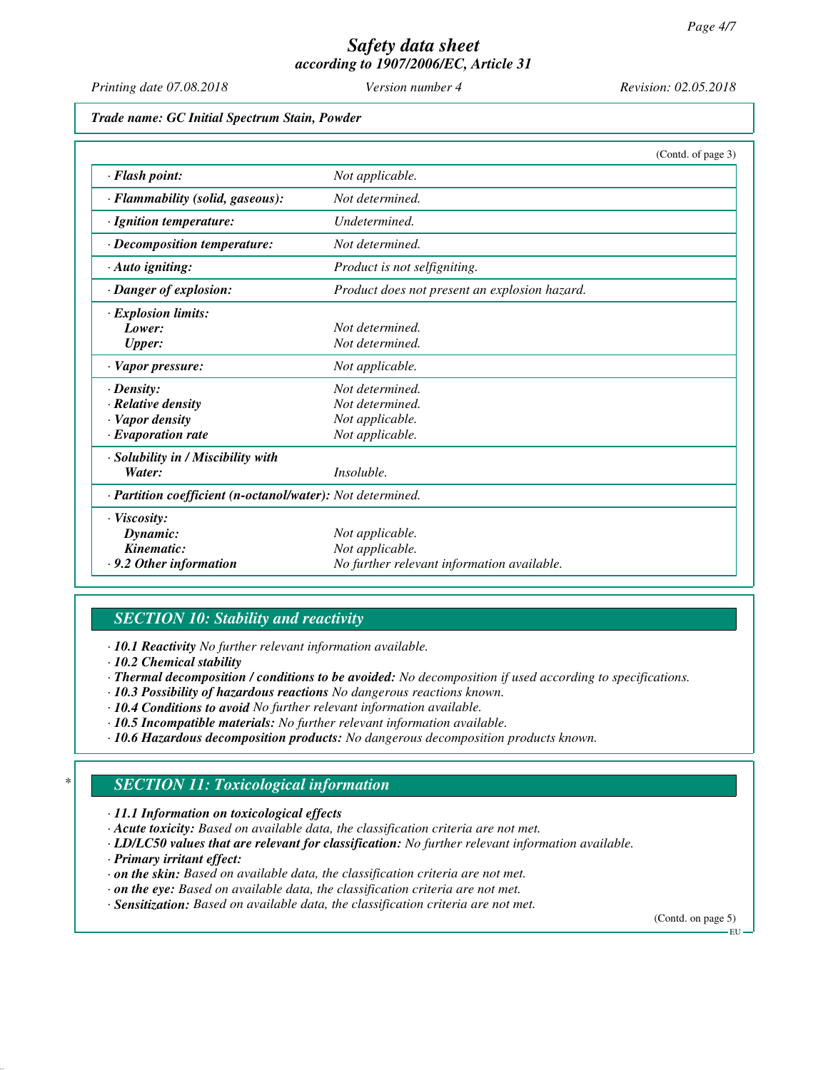# Safety data sheet
## according to 1907/2006/EC, Article 31

*Printing date 07.08.2018* *Version number 4* *Revision: 02.05.2018*

***Trade name: GC Initial Spectrum Stain, Powder***

(Contd. of page 3)

| | |
|---|---|
| · **Flash point:** | Not applicable. |
| · **Flammability (solid, gaseous):** | Not determined. |
| · **Ignition temperature:** | Undetermined. |
| · **Decomposition temperature:** | Not determined. |
| · **Auto igniting:** | Product is not selfigniting. |
| · **Danger of explosion:** | Product does not present an explosion hazard. |
| · **Explosion limits:** | |
| **Lower:** | Not determined. |
| **Upper:** | Not determined. |
| · **Vapor pressure:** | Not applicable. |
| · **Density:** | Not determined. |
| · **Relative density** | Not determined. |
| · **Vapor density** | Not applicable. |
| · **Evaporation rate** | Not applicable. |
| · **Solubility in / Miscibility with** | |
| **Water:** | Insoluble. |
| · **Partition coefficient (n-octanol/water):** | Not determined. |
| · **Viscosity:** | |
| **Dynamic:** | Not applicable. |
| **Kinematic:** | Not applicable. |
| · **9.2 Other information** | No further relevant information available. |

## SECTION 10: Stability and reactivity

· **10.1 Reactivity** No further relevant information available.
· **10.2 Chemical stability**
· **Thermal decomposition / conditions to be avoided:** No decomposition if used according to specifications.
· **10.3 Possibility of hazardous reactions** No dangerous reactions known.
· **10.4 Conditions to avoid** No further relevant information available.
· **10.5 Incompatible materials:** No further relevant information available.
· **10.6 Hazardous decomposition products:** No dangerous decomposition products known.

## * SECTION 11: Toxicological information

· **11.1 Information on toxicological effects**
· **Acute toxicity:** Based on available data, the classification criteria are not met.
· **LD/LC50 values that are relevant for classification:** No further relevant information available.
· **Primary irritant effect:**
· **on the skin:** Based on available data, the classification criteria are not met.
· **on the eye:** Based on available data, the classification criteria are not met.
· **Sensitization:** Based on available data, the classification criteria are not met.

(Contd. on page 5)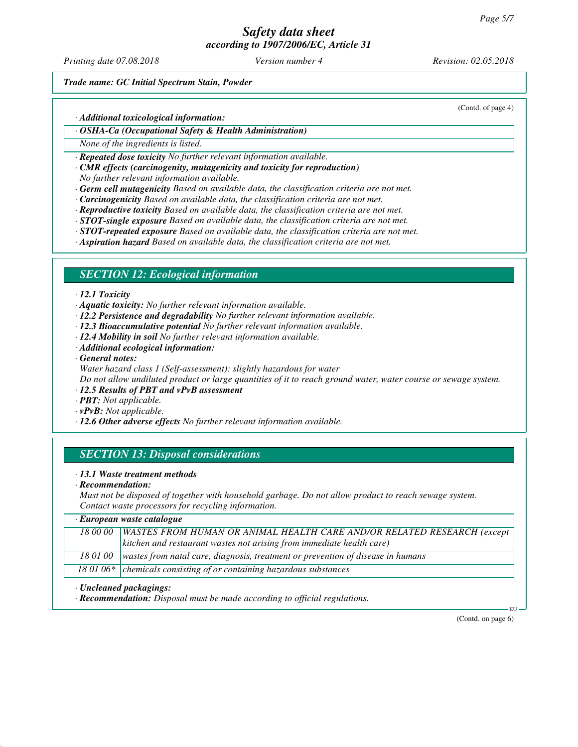*Trade name: GC Initial Spectrum Stain, Powder*

(Contd. of page 4)

· ***Additional toxicological information:***

| · ***OSHA-Ca (Occupational Safety & Health Administration)*** |
|---|
| *None of the ingredients is listed.* |

· ***Repeated dose toxicity*** *No further relevant information available.*
· ***CMR effects (carcinogenity, mutagenicity and toxicity for reproduction)***
*No further relevant information available.*
· ***Germ cell mutagenicity*** *Based on available data, the classification criteria are not met.*
· ***Carcinogenicity*** *Based on available data, the classification criteria are not met.*
· ***Reproductive toxicity*** *Based on available data, the classification criteria are not met.*
· ***STOT-single exposure*** *Based on available data, the classification criteria are not met.*
· ***STOT-repeated exposure*** *Based on available data, the classification criteria are not met.*
· ***Aspiration hazard*** *Based on available data, the classification criteria are not met.*

## *SECTION 12: Ecological information*

· ***12.1 Toxicity***
· ***Aquatic toxicity:*** *No further relevant information available.*
· ***12.2 Persistence and degradability*** *No further relevant information available.*
· ***12.3 Bioaccumulative potential*** *No further relevant information available.*
· ***12.4 Mobility in soil*** *No further relevant information available.*
· ***Additional ecological information:***
· ***General notes:***
*Water hazard class 1 (Self-assessment): slightly hazardous for water*
*Do not allow undiluted product or large quantities of it to reach ground water, water course or sewage system.*
· ***12.5 Results of PBT and vPvB assessment***
· ***PBT:*** *Not applicable.*
· ***vPvB:*** *Not applicable.*
· ***12.6 Other adverse effects*** *No further relevant information available.*

## *SECTION 13: Disposal considerations*

· ***13.1 Waste treatment methods***
· ***Recommendation:***
*Must not be disposed of together with household garbage. Do not allow product to reach sewage system.*
*Contact waste processors for recycling information.*

| · ***European waste catalogue*** | |
|---|---|
| *18 00 00* | *WASTES FROM HUMAN OR ANIMAL HEALTH CARE AND/OR RELATED RESEARCH (except kitchen and restaurant wastes not arising from immediate health care)* |
| *18 01 00* | *wastes from natal care, diagnosis, treatment or prevention of disease in humans* |
| *18 01 06** | *chemicals consisting of or containing hazardous substances* |

· ***Uncleaned packagings:***
· ***Recommendation:*** *Disposal must be made according to official regulations.*

(Contd. on page 6)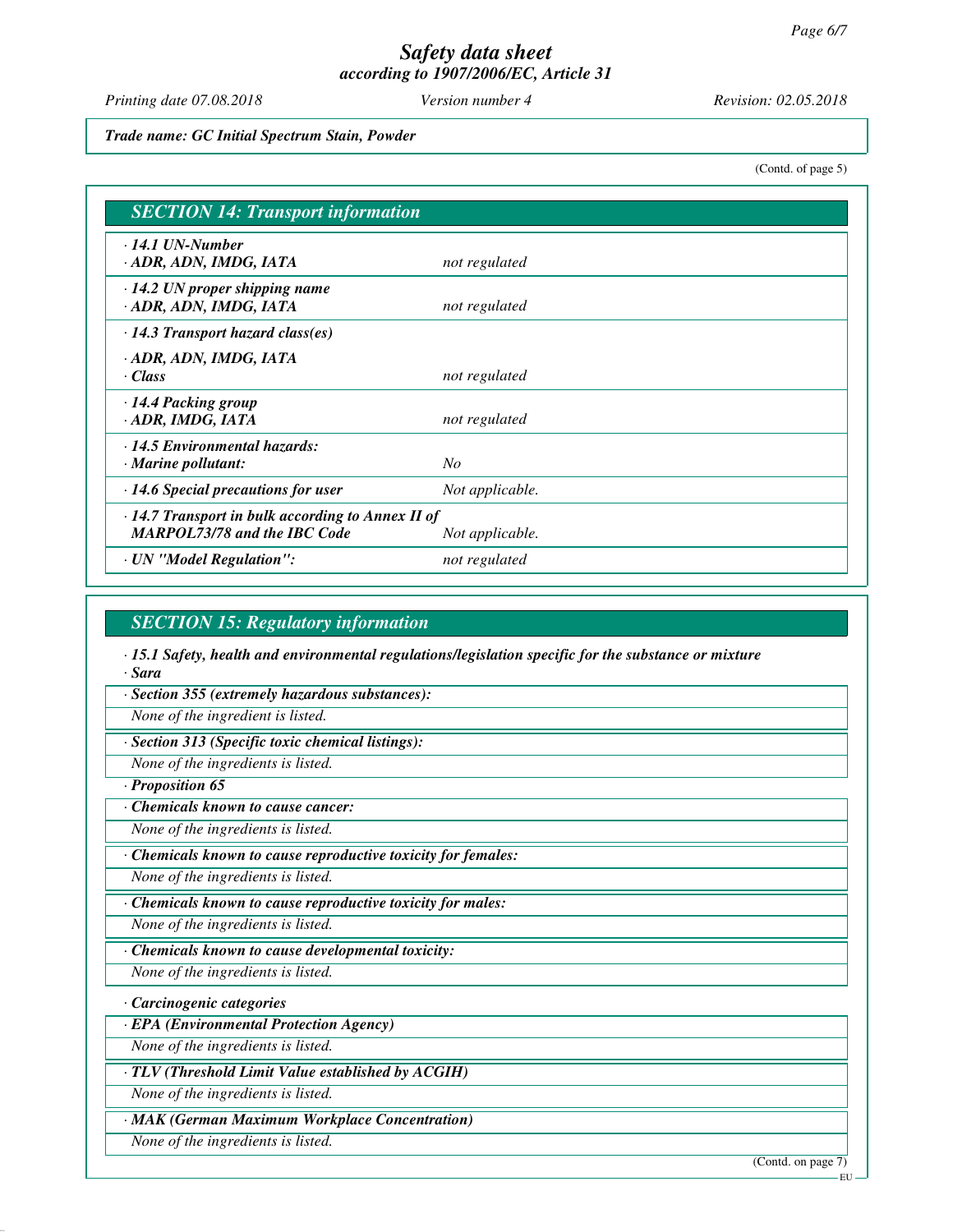*Safety data sheet*
*according to 1907/2006/EC, Article 31*

*Printing date 07.08.2018* *Version number 4* *Revision: 02.05.2018*

***Trade name: GC Initial Spectrum Stain, Powder***

(Contd. of page 5)

## *SECTION 14: Transport information*

| | |
|---|---|
| ***· 14.1 UN-Number*** ***· ADR, ADN, IMDG, IATA*** | *not regulated* |
| ***· 14.2 UN proper shipping name*** ***· ADR, ADN, IMDG, IATA*** | *not regulated* |
| ***· 14.3 Transport hazard class(es)*** | |
| ***· ADR, ADN, IMDG, IATA*** ***· Class*** | *not regulated* |
| ***· 14.4 Packing group*** ***· ADR, IMDG, IATA*** | *not regulated* |
| ***· 14.5 Environmental hazards:*** ***· Marine pollutant:*** | *No* |
| ***· 14.6 Special precautions for user*** | *Not applicable.* |
| ***· 14.7 Transport in bulk according to Annex II of MARPOL73/78 and the IBC Code*** | *Not applicable.* |
| ***· UN "Model Regulation":*** | *not regulated* |

## *SECTION 15: Regulatory information*

***· 15.1 Safety, health and environmental regulations/legislation specific for the substance or mixture***

***· Sara***

***· Section 355 (extremely hazardous substances):***

*None of the ingredient is listed.*

***· Section 313 (Specific toxic chemical listings):***

*None of the ingredients is listed.*

***· Proposition 65***

***· Chemicals known to cause cancer:***

*None of the ingredients is listed.*

***· Chemicals known to cause reproductive toxicity for females:***

*None of the ingredients is listed.*

***· Chemicals known to cause reproductive toxicity for males:***

*None of the ingredients is listed.*

***· Chemicals known to cause developmental toxicity:***

*None of the ingredients is listed.*

***· Carcinogenic categories***

***· EPA (Environmental Protection Agency)***

*None of the ingredients is listed.*

***· TLV (Threshold Limit Value established by ACGIH)***

*None of the ingredients is listed.*

***· MAK (German Maximum Workplace Concentration)***

*None of the ingredients is listed.*

(Contd. on page 7)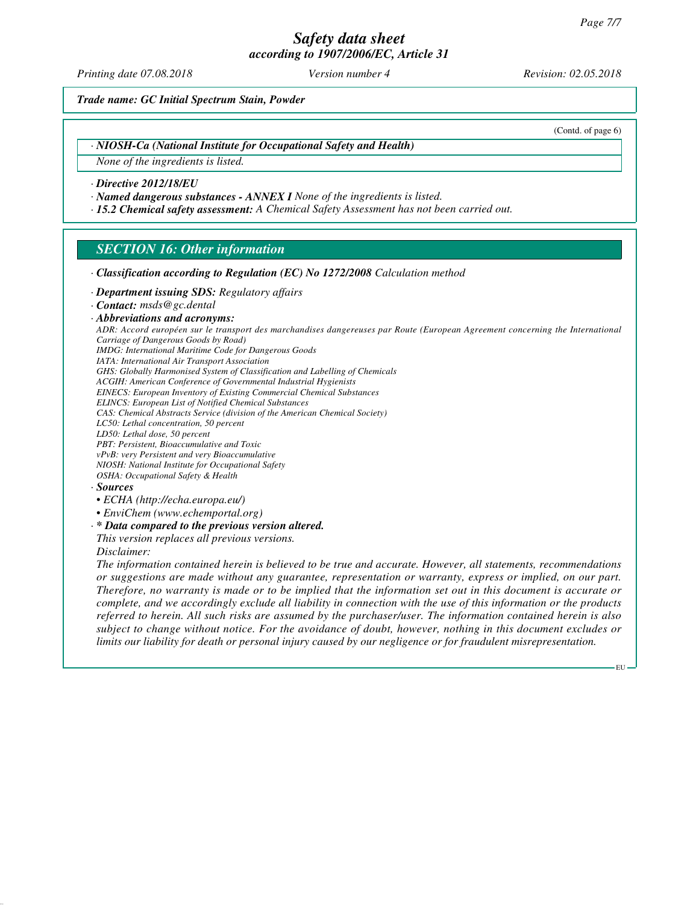*Safety data sheet*
*according to 1907/2006/EC, Article 31*

*Printing date 07.08.2018* *Version number 4* *Revision: 02.05.2018*

***Trade name: GC Initial Spectrum Stain, Powder***

(Contd. of page 6)

· ***NIOSH-Ca (National Institute for Occupational Safety and Health)***

*None of the ingredients is listed.*

· ***Directive 2012/18/EU***

· ***Named dangerous substances - ANNEX I*** *None of the ingredients is listed.*

· ***15.2 Chemical safety assessment:*** *A Chemical Safety Assessment has not been carried out.*

## *SECTION 16: Other information*

· ***Classification according to Regulation (EC) No 1272/2008*** *Calculation method*

· ***Department issuing SDS:*** *Regulatory affairs*

· ***Contact:*** *msds@gc.dental*

· ***Abbreviations and acronyms:***

*ADR: Accord européen sur le transport des marchandises dangereuses par Route (European Agreement concerning the International Carriage of Dangerous Goods by Road)*
*IMDG: International Maritime Code for Dangerous Goods*
*IATA: International Air Transport Association*
*GHS: Globally Harmonised System of Classification and Labelling of Chemicals*
*ACGIH: American Conference of Governmental Industrial Hygienists*
*EINECS: European Inventory of Existing Commercial Chemical Substances*
*ELINCS: European List of Notified Chemical Substances*
*CAS: Chemical Abstracts Service (division of the American Chemical Society)*
*LC50: Lethal concentration, 50 percent*
*LD50: Lethal dose, 50 percent*
*PBT: Persistent, Bioaccumulative and Toxic*
*vPvB: very Persistent and very Bioaccumulative*
*NIOSH: National Institute for Occupational Safety*
*OSHA: Occupational Safety & Health*

· ***Sources***

- *ECHA (http://echa.europa.eu/)*
- *EnviChem (www.echemportal.org)*

· ***\* Data compared to the previous version altered.***

*This version replaces all previous versions.*

*Disclaimer:*

*The information contained herein is believed to be true and accurate. However, all statements, recommendations or suggestions are made without any guarantee, representation or warranty, express or implied, on our part. Therefore, no warranty is made or to be implied that the information set out in this document is accurate or complete, and we accordingly exclude all liability in connection with the use of this information or the products referred to herein. All such risks are assumed by the purchaser/user. The information contained herein is also subject to change without notice. For the avoidance of doubt, however, nothing in this document excludes or limits our liability for death or personal injury caused by our negligence or for fraudulent misrepresentation.*

EU